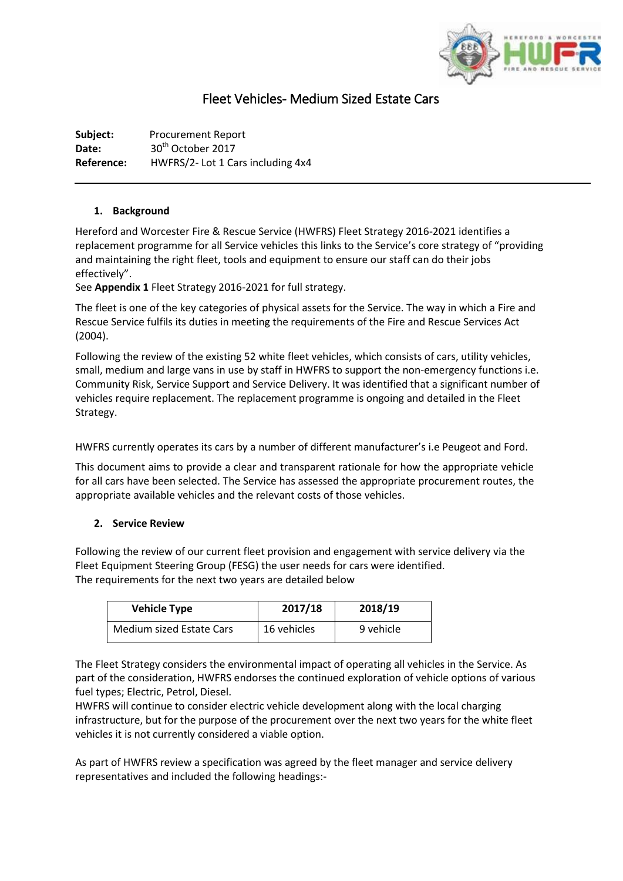# Fleet Vehicles- Medium Sized Estate Cars

**Subject:** Procurement Report
**Date:** 30th October 2017
**Reference:** HWFRS/2- Lot 1 Cars including 4x4

---

## 1. Background

Hereford and Worcester Fire & Rescue Service (HWFRS) Fleet Strategy 2016-2021 identifies a replacement programme for all Service vehicles this links to the Service's core strategy of "providing and maintaining the right fleet, tools and equipment to ensure our staff can do their jobs effectively".
See **Appendix 1** Fleet Strategy 2016-2021 for full strategy.

The fleet is one of the key categories of physical assets for the Service. The way in which a Fire and Rescue Service fulfils its duties in meeting the requirements of the Fire and Rescue Services Act (2004).

Following the review of the existing 52 white fleet vehicles, which consists of cars, utility vehicles, small, medium and large vans in use by staff in HWFRS to support the non-emergency functions i.e. Community Risk, Service Support and Service Delivery. It was identified that a significant number of vehicles require replacement. The replacement programme is ongoing and detailed in the Fleet Strategy.

HWFRS currently operates its cars by a number of different manufacturer's i.e Peugeot and Ford.

This document aims to provide a clear and transparent rationale for how the appropriate vehicle for all cars have been selected. The Service has assessed the appropriate procurement routes, the appropriate available vehicles and the relevant costs of those vehicles.

## 2. Service Review

Following the review of our current fleet provision and engagement with service delivery via the Fleet Equipment Steering Group (FESG) the user needs for cars were identified.
The requirements for the next two years are detailed below

| Vehicle Type | 2017/18 | 2018/19 |
|---|---|---|
| Medium sized Estate Cars | 16 vehicles | 9 vehicle |

The Fleet Strategy considers the environmental impact of operating all vehicles in the Service. As part of the consideration, HWFRS endorses the continued exploration of vehicle options of various fuel types; Electric, Petrol, Diesel.
HWFRS will continue to consider electric vehicle development along with the local charging infrastructure, but for the purpose of the procurement over the next two years for the white fleet vehicles it is not currently considered a viable option.

As part of HWFRS review a specification was agreed by the fleet manager and service delivery representatives and included the following headings:-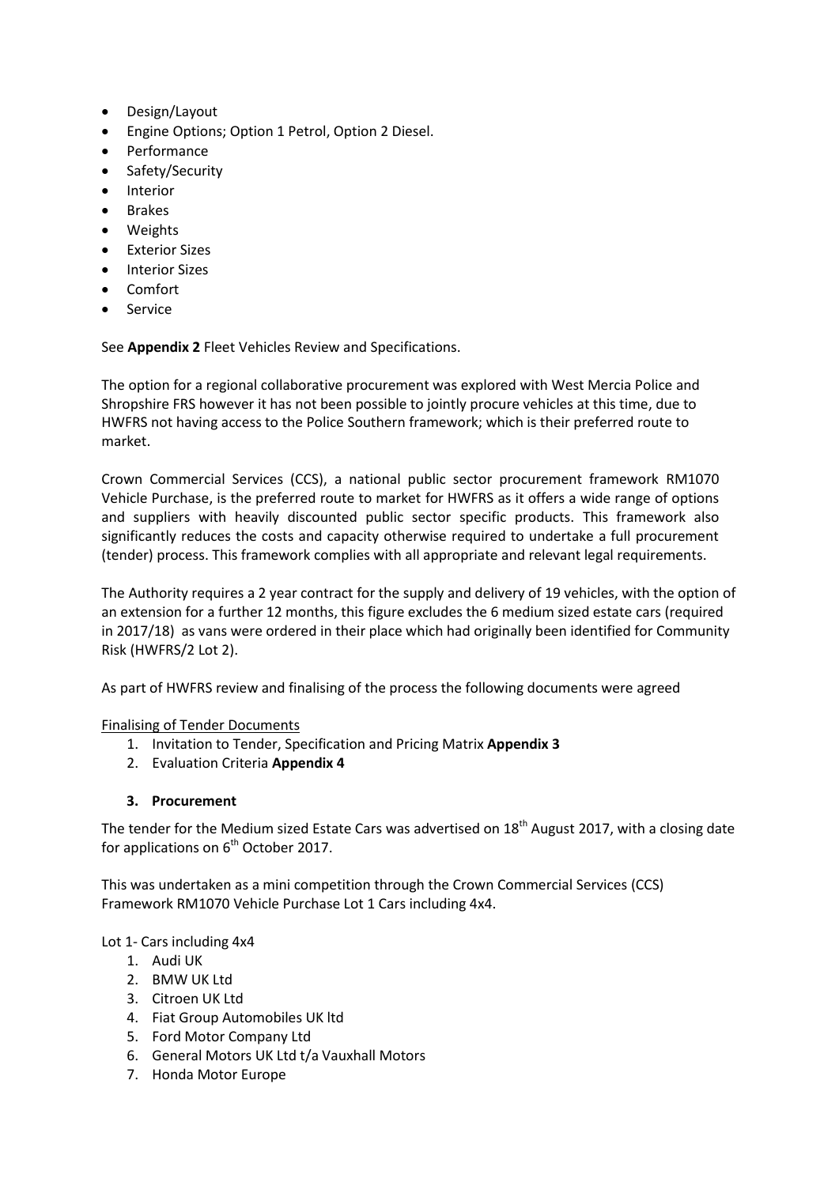- Design/Layout
- Engine Options; Option 1 Petrol, Option 2 Diesel.
- Performance
- Safety/Security
- Interior
- Brakes
- Weights
- Exterior Sizes
- Interior Sizes
- Comfort
- Service

See **Appendix 2** Fleet Vehicles Review and Specifications.

The option for a regional collaborative procurement was explored with West Mercia Police and Shropshire FRS however it has not been possible to jointly procure vehicles at this time, due to HWFRS not having access to the Police Southern framework; which is their preferred route to market.

Crown Commercial Services (CCS), a national public sector procurement framework RM1070 Vehicle Purchase, is the preferred route to market for HWFRS as it offers a wide range of options and suppliers with heavily discounted public sector specific products. This framework also significantly reduces the costs and capacity otherwise required to undertake a full procurement (tender) process. This framework complies with all appropriate and relevant legal requirements.

The Authority requires a 2 year contract for the supply and delivery of 19 vehicles, with the option of an extension for a further 12 months, this figure excludes the 6 medium sized estate cars (required in 2017/18) as vans were ordered in their place which had originally been identified for Community Risk (HWFRS/2 Lot 2).

As part of HWFRS review and finalising of the process the following documents were agreed

Finalising of Tender Documents

1. Invitation to Tender, Specification and Pricing Matrix **Appendix 3**
2. Evaluation Criteria **Appendix 4**

### 3. Procurement

The tender for the Medium sized Estate Cars was advertised on 18th August 2017, with a closing date for applications on 6th October 2017.

This was undertaken as a mini competition through the Crown Commercial Services (CCS) Framework RM1070 Vehicle Purchase Lot 1 Cars including 4x4.

Lot 1- Cars including 4x4

1. Audi UK
2. BMW UK Ltd
3. Citroen UK Ltd
4. Fiat Group Automobiles UK ltd
5. Ford Motor Company Ltd
6. General Motors UK Ltd t/a Vauxhall Motors
7. Honda Motor Europe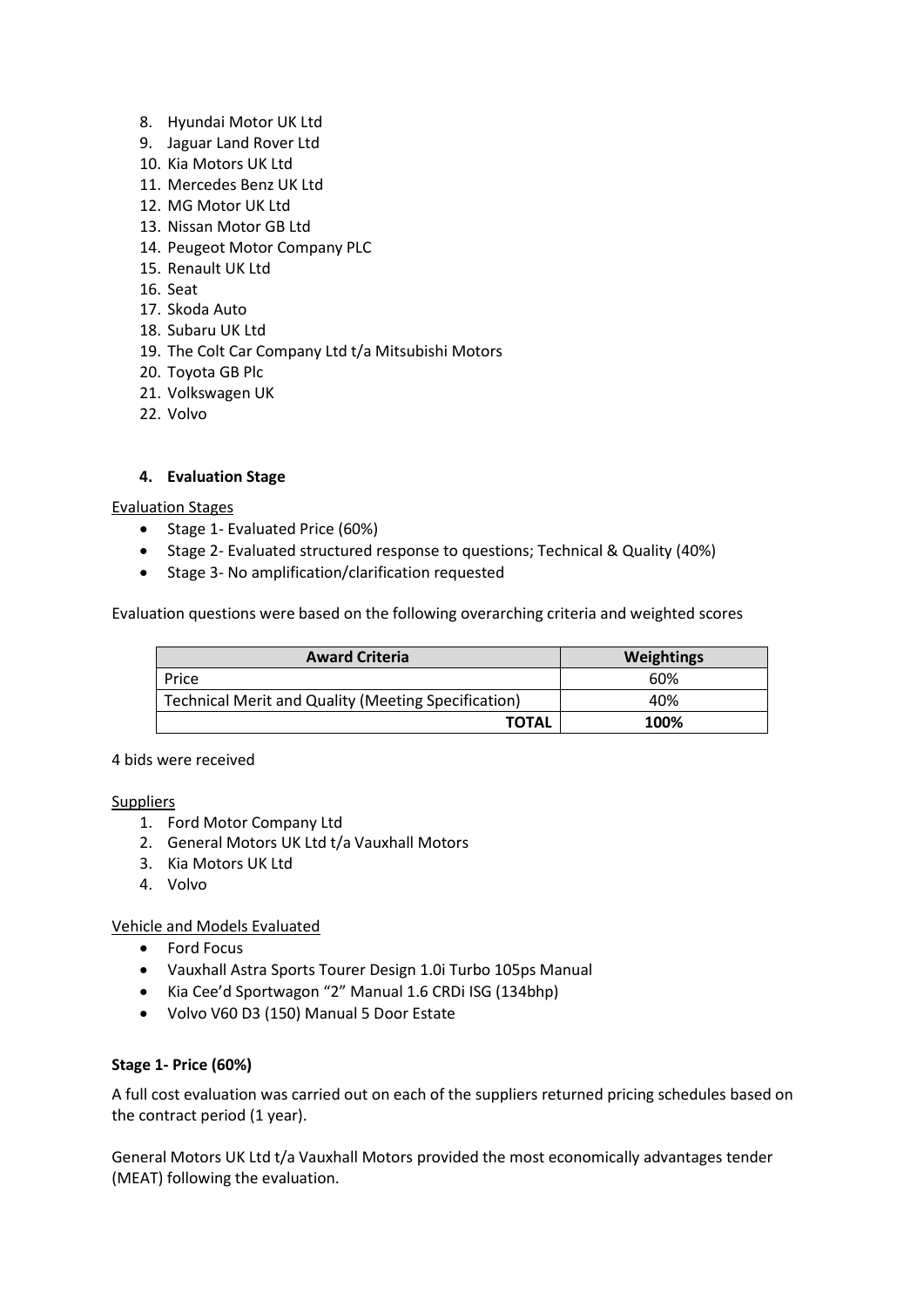8. Hyundai Motor UK Ltd
9. Jaguar Land Rover Ltd
10. Kia Motors UK Ltd
11. Mercedes Benz UK Ltd
12. MG Motor UK Ltd
13. Nissan Motor GB Ltd
14. Peugeot Motor Company PLC
15. Renault UK Ltd
16. Seat
17. Skoda Auto
18. Subaru UK Ltd
19. The Colt Car Company Ltd t/a Mitsubishi Motors
20. Toyota GB Plc
21. Volkswagen UK
22. Volvo

## 4. Evaluation Stage

Evaluation Stages

- Stage 1- Evaluated Price (60%)
- Stage 2- Evaluated structured response to questions; Technical & Quality (40%)
- Stage 3- No amplification/clarification requested

Evaluation questions were based on the following overarching criteria and weighted scores

| Award Criteria | Weightings |
|---|---|
| Price | 60% |
| Technical Merit and Quality (Meeting Specification) | 40% |
| **TOTAL** | **100%** |

4 bids were received

Suppliers

1. Ford Motor Company Ltd
2. General Motors UK Ltd t/a Vauxhall Motors
3. Kia Motors UK Ltd
4. Volvo

Vehicle and Models Evaluated

- Ford Focus
- Vauxhall Astra Sports Tourer Design 1.0i Turbo 105ps Manual
- Kia Cee'd Sportwagon "2" Manual 1.6 CRDi ISG (134bhp)
- Volvo V60 D3 (150) Manual 5 Door Estate

**Stage 1- Price (60%)**

A full cost evaluation was carried out on each of the suppliers returned pricing schedules based on the contract period (1 year).

General Motors UK Ltd t/a Vauxhall Motors provided the most economically advantages tender (MEAT) following the evaluation.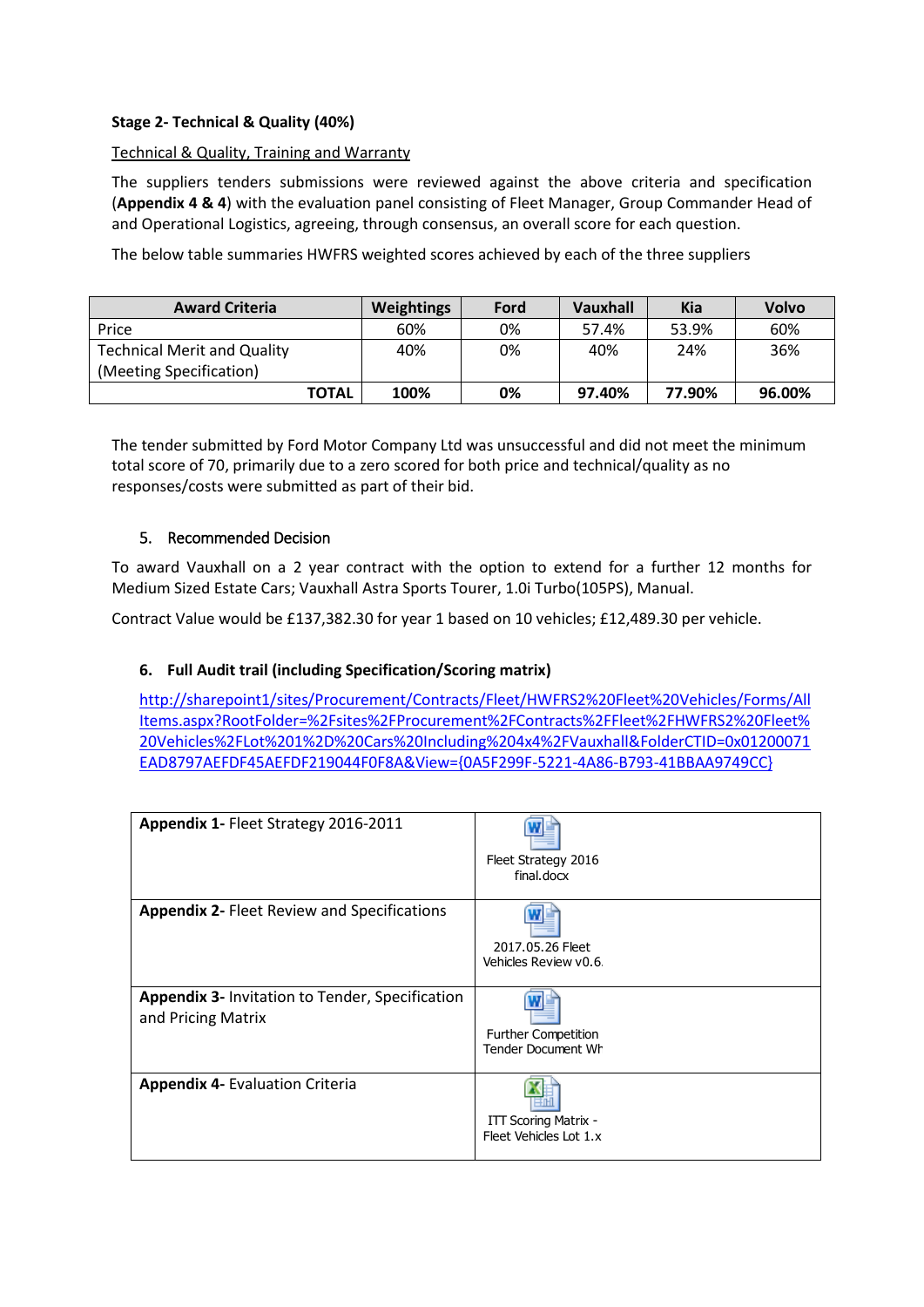**Stage 2- Technical & Quality (40%)**

Technical & Quality, Training and Warranty

The suppliers tenders submissions were reviewed against the above criteria and specification (**Appendix 4 & 4**) with the evaluation panel consisting of Fleet Manager, Group Commander Head of and Operational Logistics, agreeing, through consensus, an overall score for each question.

The below table summaries HWFRS weighted scores achieved by each of the three suppliers

| Award Criteria | Weightings | Ford | Vauxhall | Kia | Volvo |
|---|---|---|---|---|---|
| Price | 60% | 0% | 57.4% | 53.9% | 60% |
| Technical Merit and Quality (Meeting Specification) | 40% | 0% | 40% | 24% | 36% |
| **TOTAL** | **100%** | **0%** | **97.40%** | **77.90%** | **96.00%** |

The tender submitted by Ford Motor Company Ltd was unsuccessful and did not meet the minimum total score of 70, primarily due to a zero scored for both price and technical/quality as no responses/costs were submitted as part of their bid.

5. Recommended Decision

To award Vauxhall on a 2 year contract with the option to extend for a further 12 months for Medium Sized Estate Cars; Vauxhall Astra Sports Tourer, 1.0i Turbo(105PS), Manual.

Contract Value would be £137,382.30 for year 1 based on 10 vehicles; £12,489.30 per vehicle.

6. **Full Audit trail (including Specification/Scoring matrix)**

http://sharepoint1/sites/Procurement/Contracts/Fleet/HWFRS2%20Fleet%20Vehicles/Forms/AllItems.aspx?RootFolder=%2Fsites%2FProcurement%2FContracts%2FFleet%2FHWFRS2%20Fleet%20Vehicles%2FLot%201%2D%20Cars%20Including%204x4%2FVauxhall&FolderCTID=0x01200071EAD8797AEFDF45AEFDF219044F0F8A&View={0A5F299F-5221-4A86-B793-41BBAA9749CC}

| | |
|---|---|
| **Appendix 1-** Fleet Strategy 2016-2011 | Fleet Strategy 2016 final.docx |
| **Appendix 2-** Fleet Review and Specifications | 2017.05.26 Fleet Vehicles Review v0.6. |
| **Appendix 3-** Invitation to Tender, Specification and Pricing Matrix | Further Competition Tender Document Wh |
| **Appendix 4-** Evaluation Criteria | ITT Scoring Matrix - Fleet Vehicles Lot 1.x |